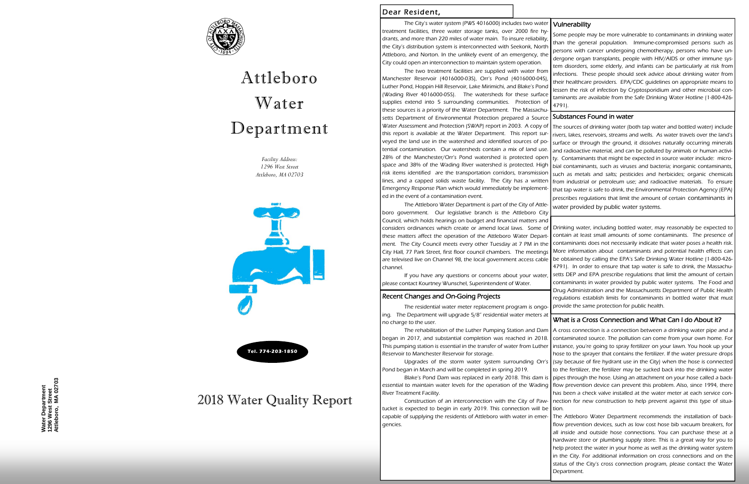Water Department
1296 West Street
Attleboro, MA 02703

# Attleboro Water Department

*Facility Address:*
*1296 West Street*
*Attleboro, MA 02703*

**Tel. 774-203-1850**

# 2018 Water Quality Report

## Dear Resident,

The City's water system (PWS 4016000) includes two water treatment facilities, three water storage tanks, over 2000 fire hydrants, and more than 220 miles of water main. To insure reliability, the City's distribution system is interconnected with Seekonk, North Attleboro, and Norton. In the unlikely event of an emergency, the City could open an interconnection to maintain system operation.

The two treatment facilities are supplied with water from Manchester Reservoir (4016000-03S), Orr's Pond (4016000-04S), Luther Pond, Hoppin Hill Reservoir, Lake Mirimichi, and Blake's Pond (Wading River 4016000-05S). The watersheds for these surface supplies extend into 5 surrounding communities. Protection of these sources is a priority of the Water Department. The Massachusetts Department of Environmental Protection prepared a Source Water Assessment and Protection (SWAP) report in 2003. A copy of this report is available at the Water Department. This report surveyed the land use in the watershed and identified sources of potential contamination. Our watersheds contain a mix of land use. 28% of the Manchester/Orr's Pond watershed is protected open space and 38% of the Wading River watershed is protected. High risk items identified are the transportation corridors, transmission lines, and a capped solids waste facility. The City has a written Emergency Response Plan which would immediately be implemented in the event of a contamination event.

The Attleboro Water Department is part of the City of Attleboro government. Our legislative branch is the Attleboro City Council, which holds hearings on budget and financial matters and considers ordinances which create or amend local laws. Some of these matters affect the operation of the Attleboro Water Department. The City Council meets every other Tuesday at 7 PM in the City Hall, 77 Park Street, first floor council chambers. The meetings are televised live on Channel 98, the local government access cable channel.

If you have any questions or concerns about your water, please contact Kourtney Wunschel, Superintendent of Water.

## Recent Changes and On-Going Projects

The residential water meter replacement program is ongoing. The Department will upgrade 5/8" residential water meters at no charge to the user.

The rehabilitation of the Luther Pumping Station and Dam began in 2017, and substantial completion was reached in 2018. This pumping station is essential in the transfer of water from Luther Reservoir to Manchester Reservoir for storage.

Upgrades of the storm water system surrounding Orr's Pond began in March and will be completed in spring 2019.

Blake's Pond Dam was replaced in early 2018. This dam is essential to maintain water levels for the operation of the Wading River Treatment Facility.

Construction of an interconnection with the City of Pawtucket is expected to begin in early 2019. This connection will be capable of supplying the residents of Attleboro with water in emergencies.

## Vulnerability

Some people may be more vulnerable to contaminants in drinking water than the general population. Immune-compromised persons such as persons with cancer undergoing chemotherapy, persons who have undergone organ transplants, people with HIV/AIDS or other immune system disorders, some elderly, and infants can be particularly at risk from infections. These people should seek advice about drinking water from their healthcare providers. EPA/CDC guidelines on appropriate means to lessen the risk of infection by Cryptosporidium and other microbial contaminants are available from the Safe Drinking Water Hotline (1-800-426-4791).

## Substances Found in water

The sources of drinking water (both tap water and bottled water) include rivers, lakes, reservoirs, streams and wells. As water travels over the land's surface or through the ground, it dissolves naturally occurring minerals and radioactive material, and can be polluted by animals or human activity. Contaminants that might be expected in source water include: microbial contaminants, such as viruses and bacteria; inorganic contaminants, such as metals and salts; pesticides and herbicides; organic chemicals from industrial or petroleum use; and radioactive materials. To ensure that tap water is safe to drink, the Environmental Protection Agency (EPA) prescribes regulations that limit the amount of certain contaminants in water provided by public water systems.

Drinking water, including bottled water, may reasonably be expected to contain at least small amounts of some contaminants. The presence of contaminants does not necessarily indicate that water poses a health risk. More information about contaminants and potential health effects can be obtained by calling the EPA's Safe Drinking Water Hotline (1-800-426-4791). In order to ensure that tap water is safe to drink, the Massachusetts DEP and EPA prescribe regulations that limit the amount of certain contaminants in water provided by public water systems. The Food and Drug Administration and the Massachusetts Department of Public Health regulations establish limits for contaminants in bottled water that must provide the same protection for public health.

## What is a Cross Connection and What Can I do About it?

A cross connection is a connection between a drinking water pipe and a contaminated source. The pollution can come from your own home. For instance, you're going to spray fertilizer on your lawn. You hook up your hose to the sprayer that contains the fertilizer. If the water pressure drops (say because of fire hydrant use in the City) when the hose is connected to the fertilizer, the fertilizer may be sucked back into the drinking water pipes through the hose. Using an attachment on your hose called a backflow prevention device can prevent this problem. Also, since 1994, there has been a check valve installed at the water meter at each service connection for new construction to help prevent against this type of situation.

The Attleboro Water Department recommends the installation of backflow prevention devices, such as low cost hose bib vacuum breakers, for all inside and outside hose connections. You can purchase these at a hardware store or plumbing supply store. This is a great way for you to help protect the water in your home as well as the drinking water system in the City. For additional information on cross connections and on the status of the City's cross connection program, please contact the Water Department.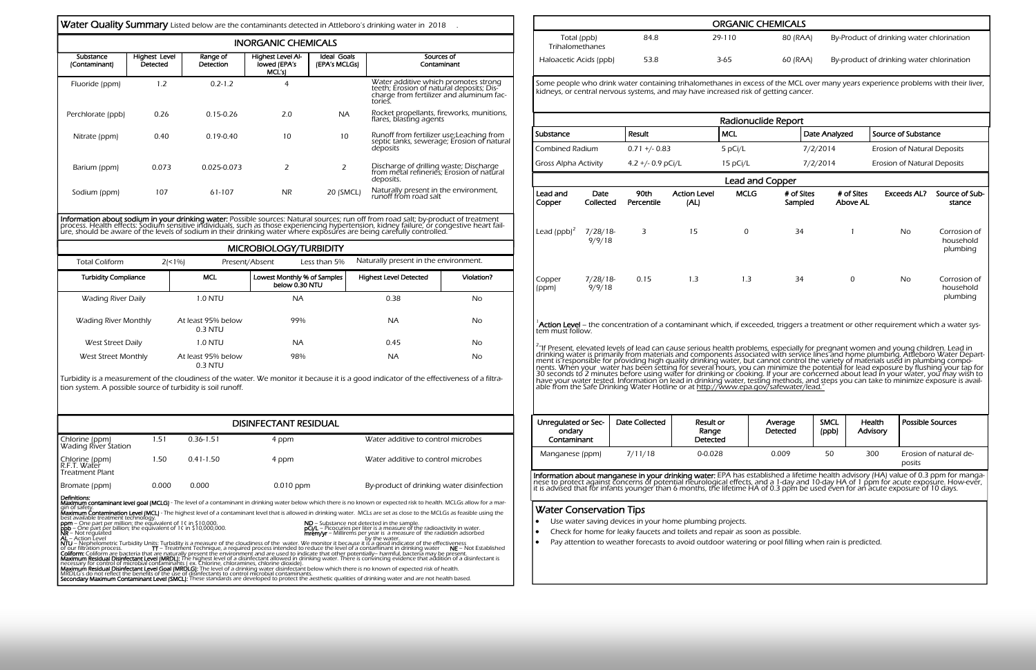## Water Quality Summary

Listed below are the contaminants detected in Attleboro's drinking water in 2018 .

### INORGANIC CHEMICALS

| Substance (Contaminant) | Highest Level Detected | Range of Detection | Highest Level Allowed (EPA's MCL's) | Ideal Goals (EPA's MCLGs) | Sources of Contaminant |
|---|---|---|---|---|---|
| Fluoride (ppm) | 1.2 | 0.2-1.2 | 4 | | Water additive which promotes strong teeth; Erosion of natural deposits; Discharge from fertilizer and aluminum factories. |
| Perchlorate (ppb) | 0.26 | 0.15-0.26 | 2.0 | NA | Rocket propellants, fireworks, munitions, flares, blasting agents |
| Nitrate (ppm) | 0.40 | 0.19-0.40 | 10 | 10 | Runoff from fertilizer use;Leaching from septic tanks, sewerage; Erosion of natural deposits |
| Barium (ppm) | 0.073 | 0.025-0.073 | 2 | 2 | Discharge of drilling waste; Discharge from metal refineries; Erosion of natural deposits. |
| Sodium (ppm) | 107 | 61-107 | NR | 20 (SMCL) | Naturally present in the environment, runoff from road salt |

**Information about sodium in your drinking water:** Possible sources: Natural sources; run off from road salt; by-product of treatment process. Health effects: Sodium sensitive individuals, such as those experiencing hypertension, kidney failure, or congestive heart failure, should be aware of the levels of sodium in their drinking water where exposures are being carefully controlled.

### MICROBIOLOGY/TURBIDITY

| | | | | |
|---|---|---|---|---|
| Total Coliform | 2(<1%) | Present/Absent | Less than 5% | Naturally present in the environment. |

| Turbidity Compliance | MCL | Lowest Monthly % of Samples below 0.30 NTU | Highest Level Detected | Violation? |
|---|---|---|---|---|
| Wading River Daily | 1.0 NTU | NA | 0.38 | No |
| Wading River Monthly | At least 95% below 0.3 NTU | 99% | NA | No |
| West Street Daily | 1.0 NTU | NA | 0.45 | No |
| West Street Monthly | At least 95% below 0.3 NTU | 98% | NA | No |

Turbidity is a measurement of the cloudiness of the water. We monitor it because it is a good indicator of the effectiveness of a filtration system. A possible source of turbidity is soil runoff.

### DISINFECTANT RESIDUAL

| | | | | |
|---|---|---|---|---|
| Chlorine (ppm) Wading River Station | 1.51 | 0.36-1.51 | 4 ppm | Water additive to control microbes |
| Chlorine (ppm) R.F.T. Water Treatment Plant | 1.50 | 0.41-1.50 | 4 ppm | Water additive to control microbes |
| Bromate (ppm) | 0.000 | 0.000 | 0.010 ppm | By-product of drinking water disinfection |

**Definitions:**

**Maximum contaminant level goal (MCLG)** - The level of a contaminant in drinking water below which there is no known or expected risk to health. MCLGs allow for a margin of safety.

**Maximum Contamination Level (MCL)** - The highest level of a contaminant level that is allowed in drinking water. MCLs are set as close to the MCLGs as feasible using the best available treatment technology.

**ppm** – One part per million; the equivalent of 1¢ in $10,000.

**ppb** – One part per billion; the equivalent of 1¢ in $10,000,000.

**NR** – Not regulated

**AL** – Action Level

**ND** – Substance not detected in the sample.

**pCi/L** – Picocuries per liter is a measure of the radioactivity in water.

**mrem/yr** – Millirems per year is a measure of the radiation adsorbed by the water.

**NTU** – Nephelometric Turbidity Units: Turbidity is a measure of the cloudiness of the water. We monitor it because it is a good indicator of the effectiveness of our filtration process.

**TT** – Treatment Technique, a required process intended to reduce the level of a contaminant in drinking water

**NE** – Not Established

**Coliform:** Coliform are bacteria that are naturally present the environment and are used to indicate that other potentially– harmful, bacteria may be present.

**Maximum Residual Disinfectant Level (MRDL):** The highest level of a disinfectant allowed in drinking water. There is convincing evidence that addition of a disinfectant is necessary for control of microbial contaminants ( ex. Chlorine, chloramines, chlorine dioxide).

**Maximum Residual Disinfectant Level Goal (MRDLG):** The level of a drinking water disinfectant below which there is no known of expected risk of health. MRDLG's do not reflect the benefits of the use of disinfectants to control microbial contaminants.

**Secondary Maximum Contaminant Level (SMCL):** These standards are developed to protect the aesthetic qualities of drinking water and are not health based.

### ORGANIC CHEMICALS

| | | | | |
|---|---|---|---|---|
| Total (ppb) Trihalomethanes | 84.8 | 29-110 | 80 (RAA) | By-Product of drinking water chlorination |
| Haloacetic Acids (ppb) | 53.8 | 3-65 | 60 (RAA) | By-product of drinking water chlorination |

Some people who drink water containing trihalomethanes in excess of the MCL over many years experience problems with their liver, kidneys, or central nervous systems, and may have increased risk of getting cancer.

### Radionuclide Report

| Substance | Result | MCL | Date Analyzed | Source of Substance |
|---|---|---|---|---|
| Combined Radium | 0.71 +/- 0.83 | 5 pCi/L | 7/2/2014 | Erosion of Natural Deposits |
| Gross Alpha Activity | 4.2 +/- 0.9 pCi/L | 15 pCi/L | 7/2/2014 | Erosion of Natural Deposits |

### Lead and Copper

| Lead and Copper | Date Collected | 90th Percentile | Action Level (AL) | MCLG | # of Sites Sampled | # of Sites Above AL | Exceeds AL? | Source of Substance |
|---|---|---|---|---|---|---|---|---|
| Lead (ppb)[2] | 7/28/18-9/9/18 | 3 | 15 | 0 | 34 | 1 | No | Corrosion of household plumbing |
| Copper (ppm) | 7/28/18-9/9/18 | 0.15 | 1.3 | 1.3 | 34 | 0 | No | Corrosion of household plumbing |

[1]**Action Level** – the concentration of a contaminant which, if exceeded, triggers a treatment or other requirement which a water system must follow.

[2]"If Present, elevated levels of lead can cause serious health problems, especially for pregnant women and young children. Lead in drinking water is primarily from materials and components associated with service lines and home plumbing. Attleboro Water Department is responsible for providing high quality drinking water, but cannot control the variety of materials used in plumbing components. When your water has been sitting for several hours, you can minimize the potential for lead exposure by flushing your tap for 30 seconds to 2 minutes before using water for drinking or cooking. If your are concerned about lead in your water, you may wish to have your water tested. Information on lead in drinking water, testing methods, and steps you can take to minimize exposure is available from the Safe Drinking Water Hotline or at http://www.epa.gov/safewater/lead."

| Unregulated or Secondary Contaminant | Date Collected | Result or Range Detected | Average Detected | SMCL (ppb) | Health Advisory | Possible Sources |
|---|---|---|---|---|---|---|
| Manganese (ppm) | 7/11/18 | 0-0.028 | 0.009 | 50 | 300 | Erosion of natural deposits |

**Information about manganese in your drinking water:** EPA has established a lifetime health advisory (HA) value of 0.3 ppm for manganese to protect against concerns of potential neurological effects, and a 1-day and 10-day HA of 1 ppm for acute exposure. However, it is advised that for infants younger than 6 months, the lifetime HA of 0.3 ppm be used even for an acute exposure of 10 days.

### Water Conservation Tips

- Use water saving devices in your home plumbing projects.
- Check for home for leaky faucets and toilets and repair as soon as possible.
- Pay attention to weather forecasts to avoid outdoor watering or pool filling when rain is predicted.